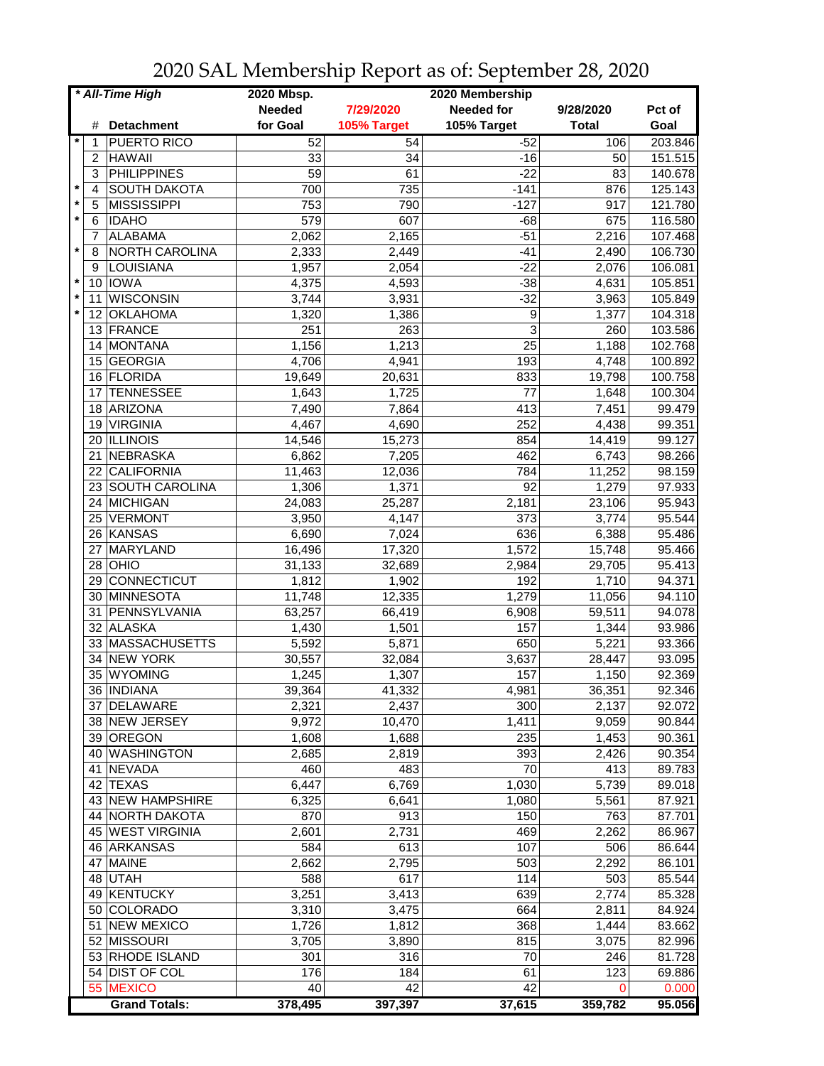# 2020 SAL Membership Report as of: September 28, 2020

| * All-Time High | | | 2020 Mbsp. | 2020 Membership | | | |
|---|---|---|---|---|---|---|---|
| | # | Detachment | Needed for Goal | 7/29/2020 105% Target | Needed for 105% Target | 9/28/2020 Total | Pct of Goal |
| * | 1 | PUERTO RICO | 52 | 54 | -52 | 106 | 203.846 |
| | 2 | HAWAII | 33 | 34 | -16 | 50 | 151.515 |
| | 3 | PHILIPPINES | 59 | 61 | -22 | 83 | 140.678 |
| * | 4 | SOUTH DAKOTA | 700 | 735 | -141 | 876 | 125.143 |
| * | 5 | MISSISSIPPI | 753 | 790 | -127 | 917 | 121.780 |
| * | 6 | IDAHO | 579 | 607 | -68 | 675 | 116.580 |
| | 7 | ALABAMA | 2,062 | 2,165 | -51 | 2,216 | 107.468 |
| * | 8 | NORTH CAROLINA | 2,333 | 2,449 | -41 | 2,490 | 106.730 |
| | 9 | LOUISIANA | 1,957 | 2,054 | -22 | 2,076 | 106.081 |
| * | 10 | IOWA | 4,375 | 4,593 | -38 | 4,631 | 105.851 |
| * | 11 | WISCONSIN | 3,744 | 3,931 | -32 | 3,963 | 105.849 |
| * | 12 | OKLAHOMA | 1,320 | 1,386 | 9 | 1,377 | 104.318 |
| | 13 | FRANCE | 251 | 263 | 3 | 260 | 103.586 |
| | 14 | MONTANA | 1,156 | 1,213 | 25 | 1,188 | 102.768 |
| | 15 | GEORGIA | 4,706 | 4,941 | 193 | 4,748 | 100.892 |
| | 16 | FLORIDA | 19,649 | 20,631 | 833 | 19,798 | 100.758 |
| | 17 | TENNESSEE | 1,643 | 1,725 | 77 | 1,648 | 100.304 |
| | 18 | ARIZONA | 7,490 | 7,864 | 413 | 7,451 | 99.479 |
| | 19 | VIRGINIA | 4,467 | 4,690 | 252 | 4,438 | 99.351 |
| | 20 | ILLINOIS | 14,546 | 15,273 | 854 | 14,419 | 99.127 |
| | 21 | NEBRASKA | 6,862 | 7,205 | 462 | 6,743 | 98.266 |
| | 22 | CALIFORNIA | 11,463 | 12,036 | 784 | 11,252 | 98.159 |
| | 23 | SOUTH CAROLINA | 1,306 | 1,371 | 92 | 1,279 | 97.933 |
| | 24 | MICHIGAN | 24,083 | 25,287 | 2,181 | 23,106 | 95.943 |
| | 25 | VERMONT | 3,950 | 4,147 | 373 | 3,774 | 95.544 |
| | 26 | KANSAS | 6,690 | 7,024 | 636 | 6,388 | 95.486 |
| | 27 | MARYLAND | 16,496 | 17,320 | 1,572 | 15,748 | 95.466 |
| | 28 | OHIO | 31,133 | 32,689 | 2,984 | 29,705 | 95.413 |
| | 29 | CONNECTICUT | 1,812 | 1,902 | 192 | 1,710 | 94.371 |
| | 30 | MINNESOTA | 11,748 | 12,335 | 1,279 | 11,056 | 94.110 |
| | 31 | PENNSYLVANIA | 63,257 | 66,419 | 6,908 | 59,511 | 94.078 |
| | 32 | ALASKA | 1,430 | 1,501 | 157 | 1,344 | 93.986 |
| | 33 | MASSACHUSETTS | 5,592 | 5,871 | 650 | 5,221 | 93.366 |
| | 34 | NEW YORK | 30,557 | 32,084 | 3,637 | 28,447 | 93.095 |
| | 35 | WYOMING | 1,245 | 1,307 | 157 | 1,150 | 92.369 |
| | 36 | INDIANA | 39,364 | 41,332 | 4,981 | 36,351 | 92.346 |
| | 37 | DELAWARE | 2,321 | 2,437 | 300 | 2,137 | 92.072 |
| | 38 | NEW JERSEY | 9,972 | 10,470 | 1,411 | 9,059 | 90.844 |
| | 39 | OREGON | 1,608 | 1,688 | 235 | 1,453 | 90.361 |
| | 40 | WASHINGTON | 2,685 | 2,819 | 393 | 2,426 | 90.354 |
| | 41 | NEVADA | 460 | 483 | 70 | 413 | 89.783 |
| | 42 | TEXAS | 6,447 | 6,769 | 1,030 | 5,739 | 89.018 |
| | 43 | NEW HAMPSHIRE | 6,325 | 6,641 | 1,080 | 5,561 | 87.921 |
| | 44 | NORTH DAKOTA | 870 | 913 | 150 | 763 | 87.701 |
| | 45 | WEST VIRGINIA | 2,601 | 2,731 | 469 | 2,262 | 86.967 |
| | 46 | ARKANSAS | 584 | 613 | 107 | 506 | 86.644 |
| | 47 | MAINE | 2,662 | 2,795 | 503 | 2,292 | 86.101 |
| | 48 | UTAH | 588 | 617 | 114 | 503 | 85.544 |
| | 49 | KENTUCKY | 3,251 | 3,413 | 639 | 2,774 | 85.328 |
| | 50 | COLORADO | 3,310 | 3,475 | 664 | 2,811 | 84.924 |
| | 51 | NEW MEXICO | 1,726 | 1,812 | 368 | 1,444 | 83.662 |
| | 52 | MISSOURI | 3,705 | 3,890 | 815 | 3,075 | 82.996 |
| | 53 | RHODE ISLAND | 301 | 316 | 70 | 246 | 81.728 |
| | 54 | DIST OF COL | 176 | 184 | 61 | 123 | 69.886 |
| | 55 | MEXICO | 40 | 42 | 42 | 0 | 0.000 |
| | | **Grand Totals:** | **378,495** | **397,397** | **37,615** | **359,782** | **95.056** |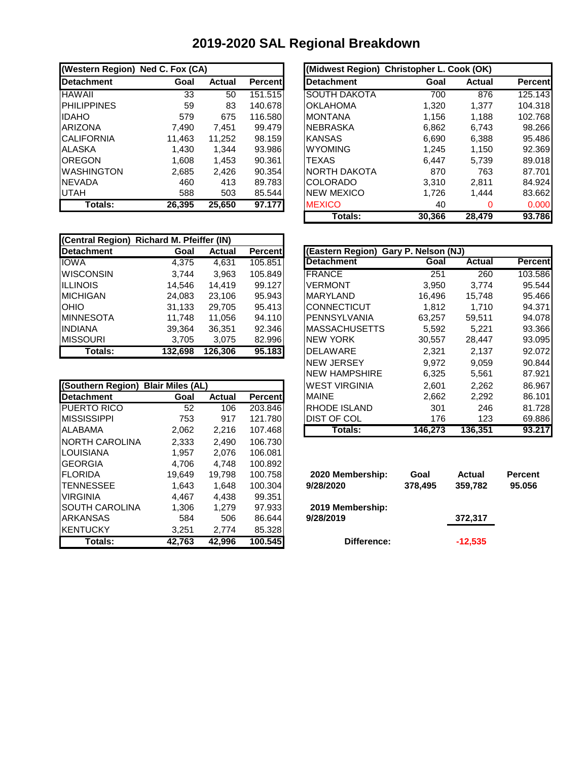# 2019-2020 SAL Regional Breakdown

| (Western Region) Ned C. Fox (CA) | | | |
|---|---|---|---|
| **Detachment** | **Goal** | **Actual** | **Percent** |
| HAWAII | 33 | 50 | 151.515 |
| PHILIPPINES | 59 | 83 | 140.678 |
| IDAHO | 579 | 675 | 116.580 |
| ARIZONA | 7,490 | 7,451 | 99.479 |
| CALIFORNIA | 11,463 | 11,252 | 98.159 |
| ALASKA | 1,430 | 1,344 | 93.986 |
| OREGON | 1,608 | 1,453 | 90.361 |
| WASHINGTON | 2,685 | 2,426 | 90.354 |
| NEVADA | 460 | 413 | 89.783 |
| UTAH | 588 | 503 | 85.544 |
| **Totals:** | **26,395** | **25,650** | **97.177** |

| (Midwest Region) Christopher L. Cook (OK) | | | |
|---|---|---|---|
| **Detachment** | **Goal** | **Actual** | **Percent** |
| SOUTH DAKOTA | 700 | 876 | 125.143 |
| OKLAHOMA | 1,320 | 1,377 | 104.318 |
| MONTANA | 1,156 | 1,188 | 102.768 |
| NEBRASKA | 6,862 | 6,743 | 98.266 |
| KANSAS | 6,690 | 6,388 | 95.486 |
| WYOMING | 1,245 | 1,150 | 92.369 |
| TEXAS | 6,447 | 5,739 | 89.018 |
| NORTH DAKOTA | 870 | 763 | 87.701 |
| COLORADO | 3,310 | 2,811 | 84.924 |
| NEW MEXICO | 1,726 | 1,444 | 83.662 |
| MEXICO | 40 | 0 | 0.000 |
| **Totals:** | **30,366** | **28,479** | **93.786** |

| (Central Region) Richard M. Pfeiffer (IN) | | | |
|---|---|---|---|
| **Detachment** | **Goal** | **Actual** | **Percent** |
| IOWA | 4,375 | 4,631 | 105.851 |
| WISCONSIN | 3,744 | 3,963 | 105.849 |
| ILLINOIS | 14,546 | 14,419 | 99.127 |
| MICHIGAN | 24,083 | 23,106 | 95.943 |
| OHIO | 31,133 | 29,705 | 95.413 |
| MINNESOTA | 11,748 | 11,056 | 94.110 |
| INDIANA | 39,364 | 36,351 | 92.346 |
| MISSOURI | 3,705 | 3,075 | 82.996 |
| **Totals:** | **132,698** | **126,306** | **95.183** |

| (Eastern Region) Gary P. Nelson (NJ) | | | |
|---|---|---|---|
| **Detachment** | **Goal** | **Actual** | **Percent** |
| FRANCE | 251 | 260 | 103.586 |
| VERMONT | 3,950 | 3,774 | 95.544 |
| MARYLAND | 16,496 | 15,748 | 95.466 |
| CONNECTICUT | 1,812 | 1,710 | 94.371 |
| PENNSYLVANIA | 63,257 | 59,511 | 94.078 |
| MASSACHUSETTS | 5,592 | 5,221 | 93.366 |
| NEW YORK | 30,557 | 28,447 | 93.095 |
| DELAWARE | 2,321 | 2,137 | 92.072 |
| NEW JERSEY | 9,972 | 9,059 | 90.844 |
| NEW HAMPSHIRE | 6,325 | 5,561 | 87.921 |
| WEST VIRGINIA | 2,601 | 2,262 | 86.967 |
| MAINE | 2,662 | 2,292 | 86.101 |
| RHODE ISLAND | 301 | 246 | 81.728 |
| DIST OF COL | 176 | 123 | 69.886 |
| **Totals:** | **146,273** | **136,351** | **93.217** |

| (Southern Region) Blair Miles (AL) | | | |
|---|---|---|---|
| **Detachment** | **Goal** | **Actual** | **Percent** |
| PUERTO RICO | 52 | 106 | 203.846 |
| MISSISSIPPI | 753 | 917 | 121.780 |
| ALABAMA | 2,062 | 2,216 | 107.468 |
| NORTH CAROLINA | 2,333 | 2,490 | 106.730 |
| LOUISIANA | 1,957 | 2,076 | 106.081 |
| GEORGIA | 4,706 | 4,748 | 100.892 |
| FLORIDA | 19,649 | 19,798 | 100.758 |
| TENNESSEE | 1,643 | 1,648 | 100.304 |
| VIRGINIA | 4,467 | 4,438 | 99.351 |
| SOUTH CAROLINA | 1,306 | 1,279 | 97.933 |
| ARKANSAS | 584 | 506 | 86.644 |
| KENTUCKY | 3,251 | 2,774 | 85.328 |
| **Totals:** | **42,763** | **42,996** | **100.545** |

| | **Goal** | **Actual** | **Percent** |
|---|---|---|---|
| **2020 Membership: 9/28/2020** | **378,495** | **359,782** | **95.056** |
| **2019 Membership: 9/28/2019** | | **372,317** | |
| **Difference:** | | **-12,535** | |